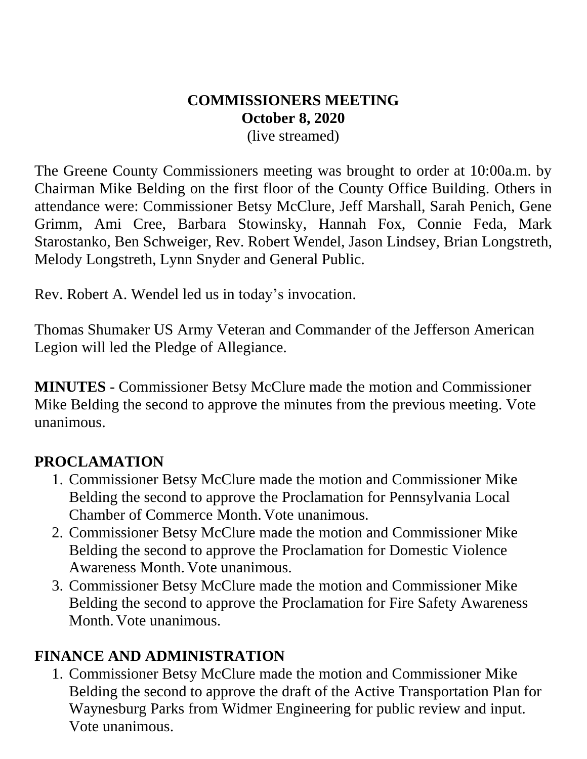# COMMISSIONERS MEETING

**October 8, 2020**

(live streamed)

The Greene County Commissioners meeting was brought to order at 10:00a.m. by Chairman Mike Belding on the first floor of the County Office Building. Others in attendance were: Commissioner Betsy McClure, Jeff Marshall, Sarah Penich, Gene Grimm, Ami Cree, Barbara Stowinsky, Hannah Fox, Connie Feda, Mark Starostanko, Ben Schweiger, Rev. Robert Wendel, Jason Lindsey, Brian Longstreth, Melody Longstreth, Lynn Snyder and General Public.

Rev. Robert A. Wendel led us in today's invocation.

Thomas Shumaker US Army Veteran and Commander of the Jefferson American Legion will led the Pledge of Allegiance.

**MINUTES** - Commissioner Betsy McClure made the motion and Commissioner Mike Belding the second to approve the minutes from the previous meeting. Vote unanimous.

## PROCLAMATION

1. Commissioner Betsy McClure made the motion and Commissioner Mike Belding the second to approve the Proclamation for Pennsylvania Local Chamber of Commerce Month. Vote unanimous.
2. Commissioner Betsy McClure made the motion and Commissioner Mike Belding the second to approve the Proclamation for Domestic Violence Awareness Month. Vote unanimous.
3. Commissioner Betsy McClure made the motion and Commissioner Mike Belding the second to approve the Proclamation for Fire Safety Awareness Month. Vote unanimous.

## FINANCE AND ADMINISTRATION

1. Commissioner Betsy McClure made the motion and Commissioner Mike Belding the second to approve the draft of the Active Transportation Plan for Waynesburg Parks from Widmer Engineering for public review and input. Vote unanimous.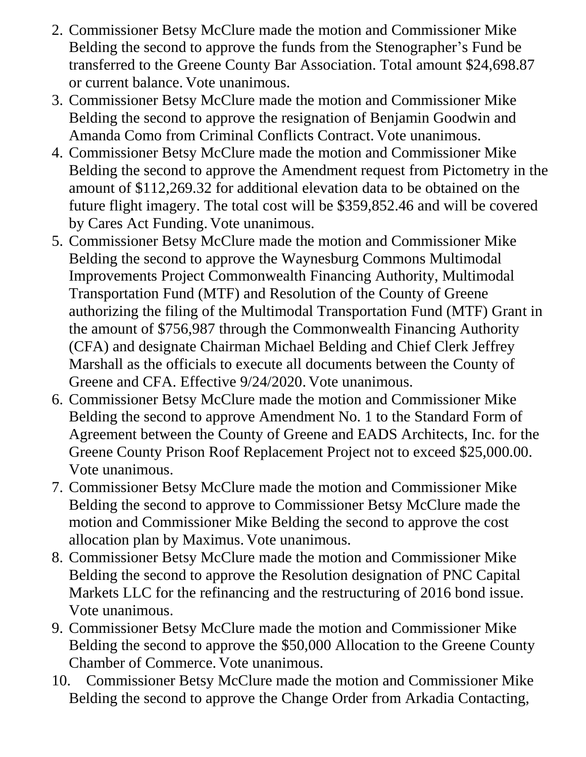2. Commissioner Betsy McClure made the motion and Commissioner Mike Belding the second to approve the funds from the Stenographer's Fund be transferred to the Greene County Bar Association. Total amount $24,698.87 or current balance. Vote unanimous.
3. Commissioner Betsy McClure made the motion and Commissioner Mike Belding the second to approve the resignation of Benjamin Goodwin and Amanda Como from Criminal Conflicts Contract. Vote unanimous.
4. Commissioner Betsy McClure made the motion and Commissioner Mike Belding the second to approve the Amendment request from Pictometry in the amount of $112,269.32 for additional elevation data to be obtained on the future flight imagery. The total cost will be $359,852.46 and will be covered by Cares Act Funding. Vote unanimous.
5. Commissioner Betsy McClure made the motion and Commissioner Mike Belding the second to approve the Waynesburg Commons Multimodal Improvements Project Commonwealth Financing Authority, Multimodal Transportation Fund (MTF) and Resolution of the County of Greene authorizing the filing of the Multimodal Transportation Fund (MTF) Grant in the amount of $756,987 through the Commonwealth Financing Authority (CFA) and designate Chairman Michael Belding and Chief Clerk Jeffrey Marshall as the officials to execute all documents between the County of Greene and CFA. Effective 9/24/2020. Vote unanimous.
6. Commissioner Betsy McClure made the motion and Commissioner Mike Belding the second to approve Amendment No. 1 to the Standard Form of Agreement between the County of Greene and EADS Architects, Inc. for the Greene County Prison Roof Replacement Project not to exceed $25,000.00. Vote unanimous.
7. Commissioner Betsy McClure made the motion and Commissioner Mike Belding the second to approve to Commissioner Betsy McClure made the motion and Commissioner Mike Belding the second to approve the cost allocation plan by Maximus. Vote unanimous.
8. Commissioner Betsy McClure made the motion and Commissioner Mike Belding the second to approve the Resolution designation of PNC Capital Markets LLC for the refinancing and the restructuring of 2016 bond issue. Vote unanimous.
9. Commissioner Betsy McClure made the motion and Commissioner Mike Belding the second to approve the $50,000 Allocation to the Greene County Chamber of Commerce. Vote unanimous.
10. Commissioner Betsy McClure made the motion and Commissioner Mike Belding the second to approve the Change Order from Arkadia Contacting,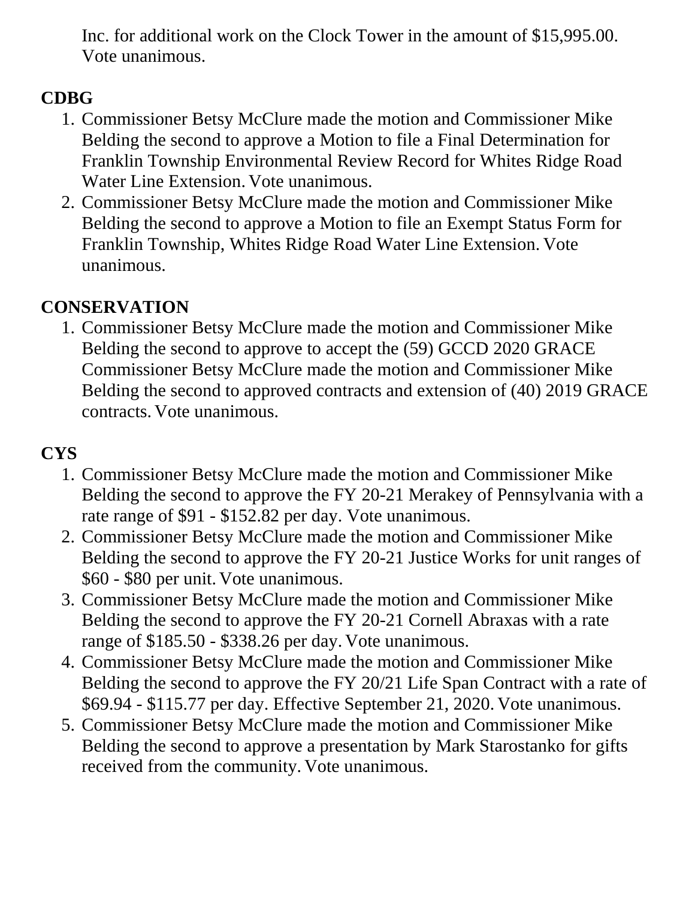Inc. for additional work on the Clock Tower in the amount of $15,995.00. Vote unanimous.

**CDBG**

1. Commissioner Betsy McClure made the motion and Commissioner Mike Belding the second to approve a Motion to file a Final Determination for Franklin Township Environmental Review Record for Whites Ridge Road Water Line Extension. Vote unanimous.
2. Commissioner Betsy McClure made the motion and Commissioner Mike Belding the second to approve a Motion to file an Exempt Status Form for Franklin Township, Whites Ridge Road Water Line Extension. Vote unanimous.

**CONSERVATION**

1. Commissioner Betsy McClure made the motion and Commissioner Mike Belding the second to approve to accept the (59) GCCD 2020 GRACE Commissioner Betsy McClure made the motion and Commissioner Mike Belding the second to approved contracts and extension of (40) 2019 GRACE contracts. Vote unanimous.

**CYS**

1. Commissioner Betsy McClure made the motion and Commissioner Mike Belding the second to approve the FY 20-21 Merakey of Pennsylvania with a rate range of $91 - $152.82 per day. Vote unanimous.
2. Commissioner Betsy McClure made the motion and Commissioner Mike Belding the second to approve the FY 20-21 Justice Works for unit ranges of $60 - $80 per unit. Vote unanimous.
3. Commissioner Betsy McClure made the motion and Commissioner Mike Belding the second to approve the FY 20-21 Cornell Abraxas with a rate range of $185.50 - $338.26 per day. Vote unanimous.
4. Commissioner Betsy McClure made the motion and Commissioner Mike Belding the second to approve the FY 20/21 Life Span Contract with a rate of $69.94 - $115.77 per day. Effective September 21, 2020. Vote unanimous.
5. Commissioner Betsy McClure made the motion and Commissioner Mike Belding the second to approve a presentation by Mark Starostanko for gifts received from the community. Vote unanimous.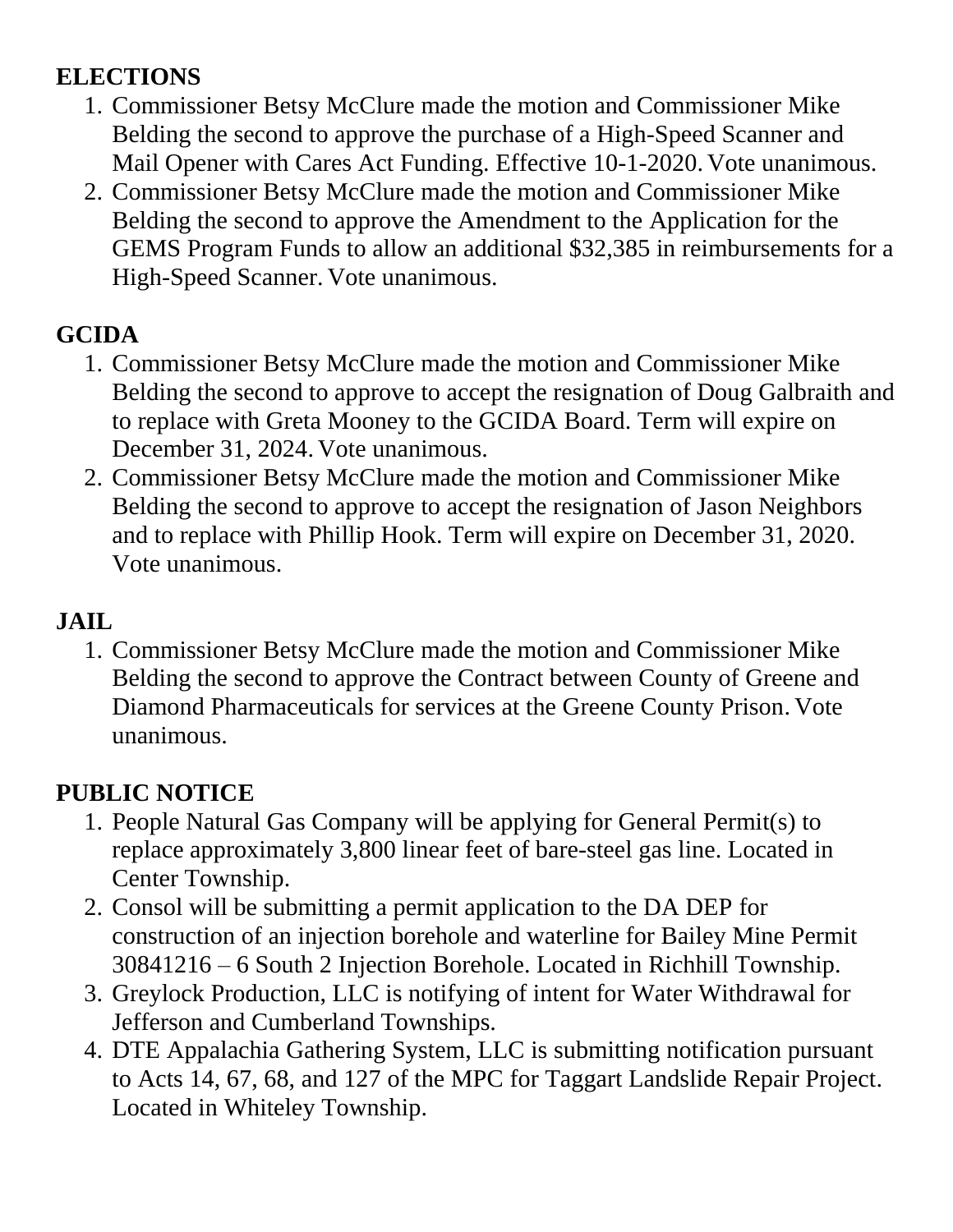## ELECTIONS

1. Commissioner Betsy McClure made the motion and Commissioner Mike Belding the second to approve the purchase of a High-Speed Scanner and Mail Opener with Cares Act Funding. Effective 10-1-2020. Vote unanimous.
2. Commissioner Betsy McClure made the motion and Commissioner Mike Belding the second to approve the Amendment to the Application for the GEMS Program Funds to allow an additional $32,385 in reimbursements for a High-Speed Scanner. Vote unanimous.

## GCIDA

1. Commissioner Betsy McClure made the motion and Commissioner Mike Belding the second to approve to accept the resignation of Doug Galbraith and to replace with Greta Mooney to the GCIDA Board. Term will expire on December 31, 2024. Vote unanimous.
2. Commissioner Betsy McClure made the motion and Commissioner Mike Belding the second to approve to accept the resignation of Jason Neighbors and to replace with Phillip Hook. Term will expire on December 31, 2020. Vote unanimous.

## JAIL

1. Commissioner Betsy McClure made the motion and Commissioner Mike Belding the second to approve the Contract between County of Greene and Diamond Pharmaceuticals for services at the Greene County Prison. Vote unanimous.

## PUBLIC NOTICE

1. People Natural Gas Company will be applying for General Permit(s) to replace approximately 3,800 linear feet of bare-steel gas line. Located in Center Township.
2. Consol will be submitting a permit application to the DA DEP for construction of an injection borehole and waterline for Bailey Mine Permit 30841216 – 6 South 2 Injection Borehole. Located in Richhill Township.
3. Greylock Production, LLC is notifying of intent for Water Withdrawal for Jefferson and Cumberland Townships.
4. DTE Appalachia Gathering System, LLC is submitting notification pursuant to Acts 14, 67, 68, and 127 of the MPC for Taggart Landslide Repair Project. Located in Whiteley Township.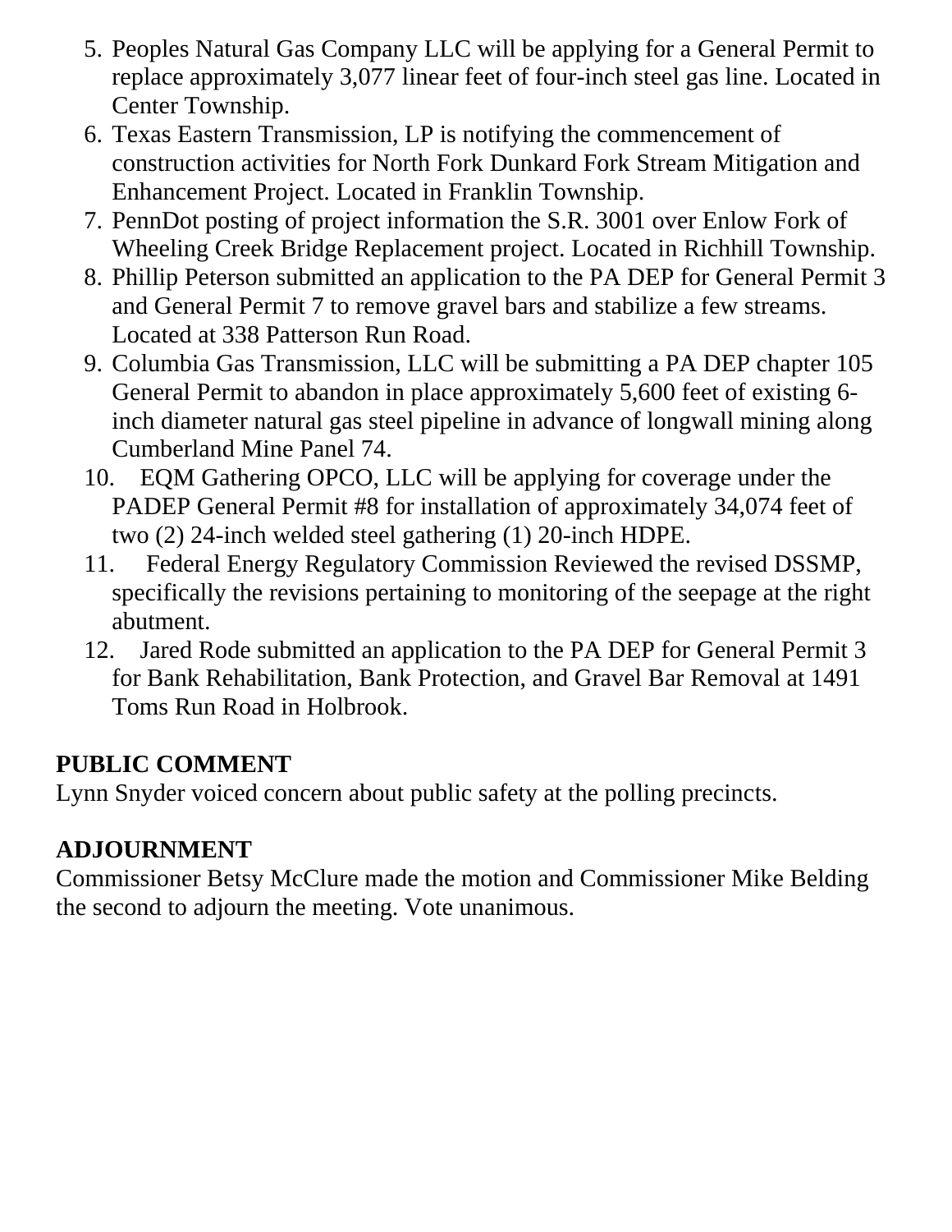5. Peoples Natural Gas Company LLC will be applying for a General Permit to replace approximately 3,077 linear feet of four-inch steel gas line. Located in Center Township.
6. Texas Eastern Transmission, LP is notifying the commencement of construction activities for North Fork Dunkard Fork Stream Mitigation and Enhancement Project. Located in Franklin Township.
7. PennDot posting of project information the S.R. 3001 over Enlow Fork of Wheeling Creek Bridge Replacement project. Located in Richhill Township.
8. Phillip Peterson submitted an application to the PA DEP for General Permit 3 and General Permit 7 to remove gravel bars and stabilize a few streams. Located at 338 Patterson Run Road.
9. Columbia Gas Transmission, LLC will be submitting a PA DEP chapter 105 General Permit to abandon in place approximately 5,600 feet of existing 6-inch diameter natural gas steel pipeline in advance of longwall mining along Cumberland Mine Panel 74.
10. EQM Gathering OPCO, LLC will be applying for coverage under the PADEP General Permit #8 for installation of approximately 34,074 feet of two (2) 24-inch welded steel gathering (1) 20-inch HDPE.
11. Federal Energy Regulatory Commission Reviewed the revised DSSMP, specifically the revisions pertaining to monitoring of the seepage at the right abutment.
12. Jared Rode submitted an application to the PA DEP for General Permit 3 for Bank Rehabilitation, Bank Protection, and Gravel Bar Removal at 1491 Toms Run Road in Holbrook.

**PUBLIC COMMENT**

Lynn Snyder voiced concern about public safety at the polling precincts.

**ADJOURNMENT**

Commissioner Betsy McClure made the motion and Commissioner Mike Belding the second to adjourn the meeting. Vote unanimous.